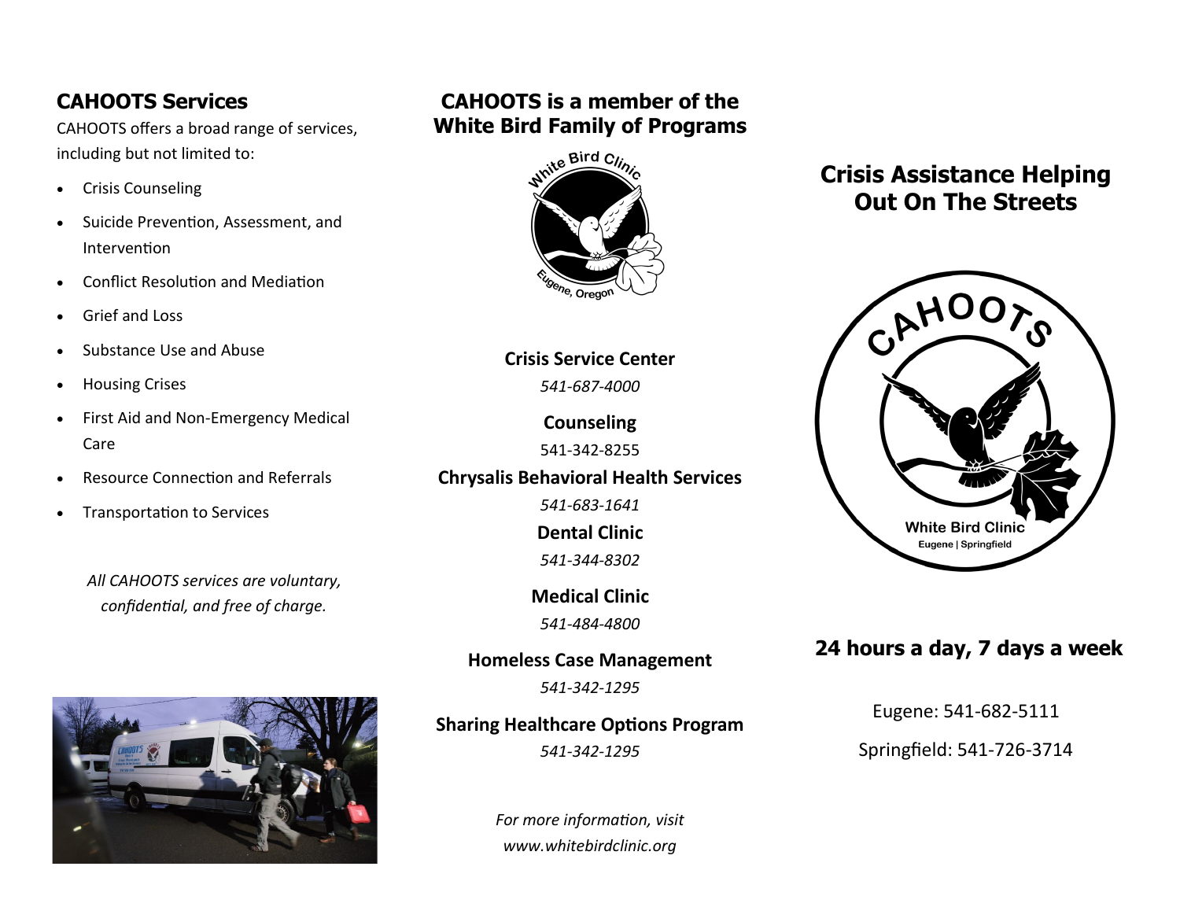## CAHOOTS Services

CAHOOTS offers a broad range of services, including but not limited to:

- Crisis Counseling
- Suicide Prevention, Assessment, and Intervention
- Conflict Resolution and Mediation
- Grief and Loss
- Substance Use and Abuse
- Housing Crises
- First Aid and Non-Emergency Medical Care
- Resource Connection and Referrals
- Transportation to Services

*All CAHOOTS services are voluntary, confidential, and free of charge.*

## CAHOOTS is a member of the White Bird Family of Programs

White Bird Clinic
Eugene, Oregon

**Crisis Service Center**

*541-687-4000*

**Counseling**

541-342-8255

**Chrysalis Behavioral Health Services**

*541-683-1641*

**Dental Clinic**

*541-344-8302*

**Medical Clinic**

*541-484-4800*

**Homeless Case Management**

*541-342-1295*

**Sharing Healthcare Options Program**

*541-342-1295*

*For more information, visit www.whitebirdclinic.org*

## Crisis Assistance Helping Out On The Streets

CAHOOTS
White Bird Clinic
Eugene | Springfield

### 24 hours a day, 7 days a week

Eugene: 541-682-5111

Springfield: 541-726-3714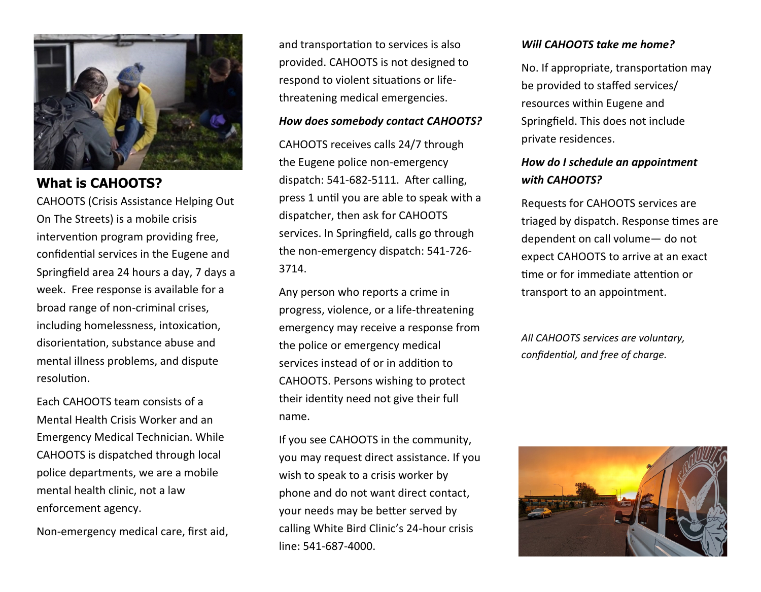## What is CAHOOTS?

CAHOOTS (Crisis Assistance Helping Out On The Streets) is a mobile crisis intervention program providing free, confidential services in the Eugene and Springfield area 24 hours a day, 7 days a week. Free response is available for a broad range of non-criminal crises, including homelessness, intoxication, disorientation, substance abuse and mental illness problems, and dispute resolution.

Each CAHOOTS team consists of a Mental Health Crisis Worker and an Emergency Medical Technician. While CAHOOTS is dispatched through local police departments, we are a mobile mental health clinic, not a law enforcement agency.

Non-emergency medical care, first aid, and transportation to services is also provided. CAHOOTS is not designed to respond to violent situations or life-threatening medical emergencies.

***How does somebody contact CAHOOTS?***

CAHOOTS receives calls 24/7 through the Eugene police non-emergency dispatch: 541-682-5111. After calling, press 1 until you are able to speak with a dispatcher, then ask for CAHOOTS services. In Springfield, calls go through the non-emergency dispatch: 541-726-3714.

Any person who reports a crime in progress, violence, or a life-threatening emergency may receive a response from the police or emergency medical services instead of or in addition to CAHOOTS. Persons wishing to protect their identity need not give their full name.

If you see CAHOOTS in the community, you may request direct assistance. If you wish to speak to a crisis worker by phone and do not want direct contact, your needs may be better served by calling White Bird Clinic's 24-hour crisis line: 541-687-4000.

***Will CAHOOTS take me home?***

No. If appropriate, transportation may be provided to staffed services/ resources within Eugene and Springfield. This does not include private residences.

***How do I schedule an appointment with CAHOOTS?***

Requests for CAHOOTS services are triaged by dispatch. Response times are dependent on call volume— do not expect CAHOOTS to arrive at an exact time or for immediate attention or transport to an appointment.

*All CAHOOTS services are voluntary, confidential, and free of charge.*